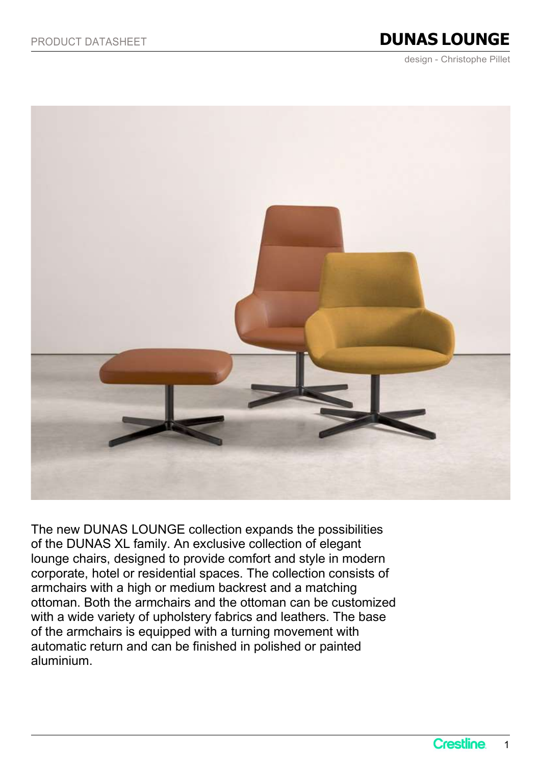PRODUCT DATASHEET

# DUNAS LOUNGE

design - Christophe Pillet

The new DUNAS LOUNGE collection expands the possibilities of the DUNAS XL family. An exclusive collection of elegant lounge chairs, designed to provide comfort and style in modern corporate, hotel or residential spaces. The collection consists of armchairs with a high or medium backrest and a matching ottoman. Both the armchairs and the ottoman can be customized with a wide variety of upholstery fabrics and leathers. The base of the armchairs is equipped with a turning movement with automatic return and can be finished in polished or painted aluminium.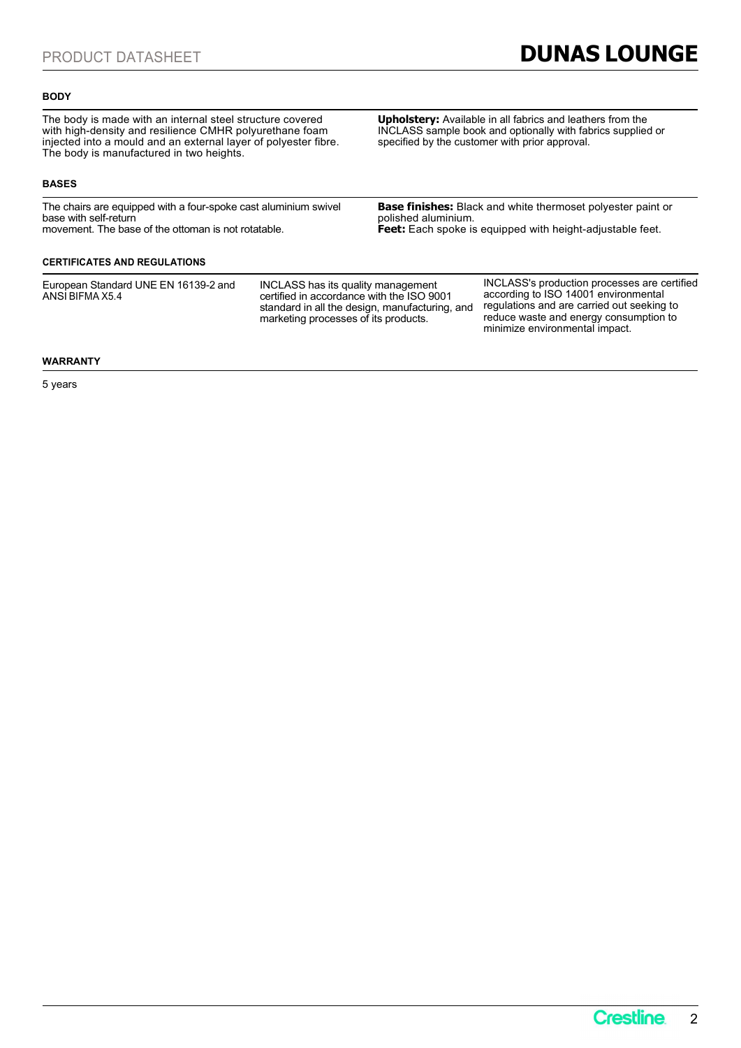## BODY

The body is made with an internal steel structure covered with high-density and resilience CMHR polyurethane foam injected into a mould and an external layer of polyester fibre. The body is manufactured in two heights.

**Upholstery:** Available in all fabrics and leathers from the INCLASS sample book and optionally with fabrics supplied or specified by the customer with prior approval.

## BASES

The chairs are equipped with a four-spoke cast aluminium swivel base with self-return movement. The base of the ottoman is not rotatable.

**Base finishes:** Black and white thermoset polyester paint or polished aluminium.
**Feet:** Each spoke is equipped with height-adjustable feet.

## CERTIFICATES AND REGULATIONS

European Standard UNE EN 16139-2 and ANSI BIFMA X5.4

INCLASS has its quality management certified in accordance with the ISO 9001 standard in all the design, manufacturing, and marketing processes of its products.

INCLASS's production processes are certified according to ISO 14001 environmental regulations and are carried out seeking to reduce waste and energy consumption to minimize environmental impact.

## WARRANTY

5 years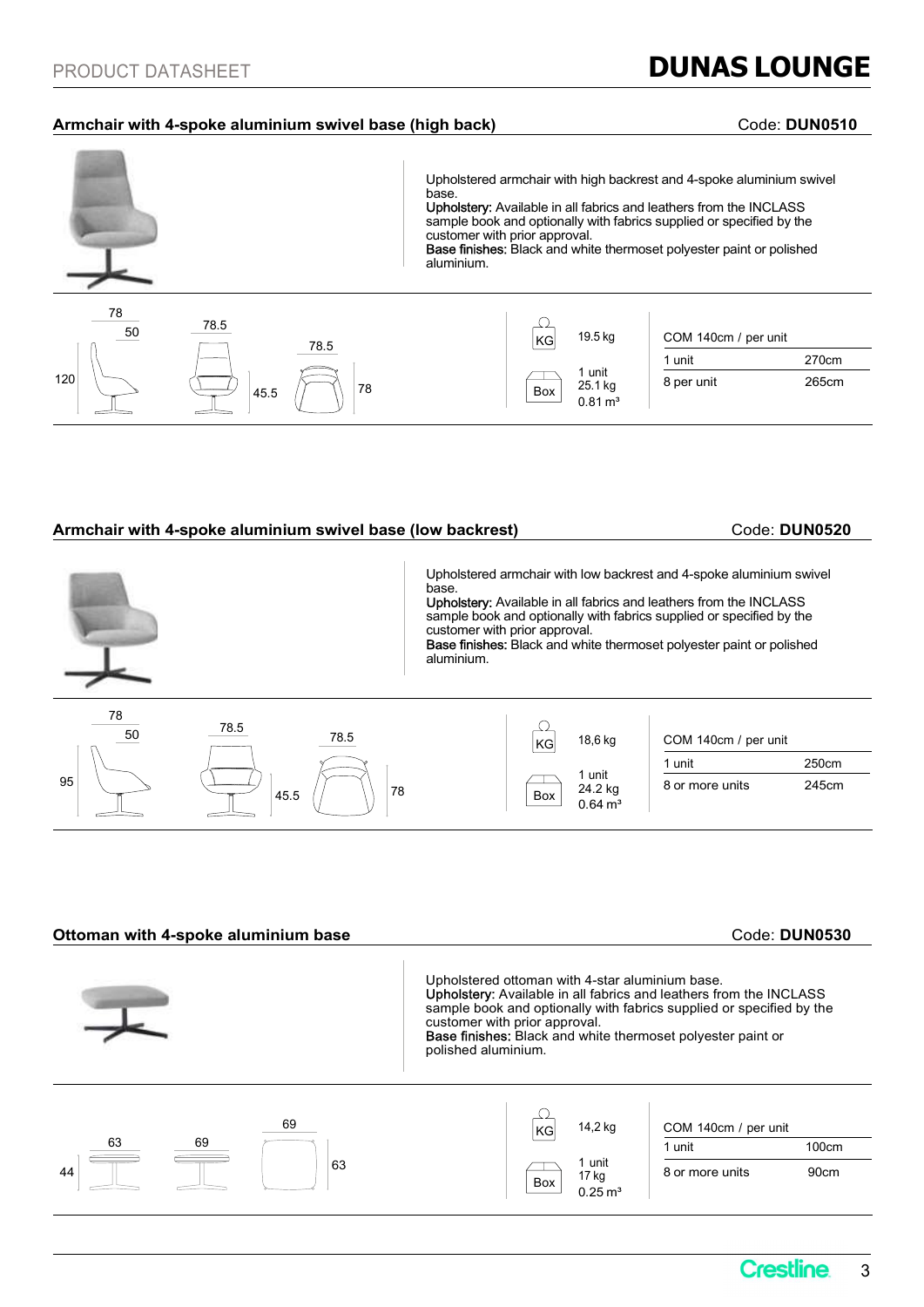PRODUCT DATASHEET

# DUNAS LOUNGE

## Armchair with 4-spoke aluminium swivel base (high back)

Code: **DUN0510**

Upholstered armchair with high backrest and 4-spoke aluminium swivel base.
**Upholstery:** Available in all fabrics and leathers from the INCLASS sample book and optionally with fabrics supplied or specified by the customer with prior approval.
**Base finishes:** Black and white thermoset polyester paint or polished aluminium.

78
50
120
78.5
45.5
78.5
78

KG 19.5 kg

Box 1 unit 25.1 kg 0.81 m³

| COM 140cm / per unit | |
|---|---|
| 1 unit | 270cm |
| 8 per unit | 265cm |

## Armchair with 4-spoke aluminium swivel base (low backrest)

Code: **DUN0520**

Upholstered armchair with low backrest and 4-spoke aluminium swivel base.
**Upholstery:** Available in all fabrics and leathers from the INCLASS sample book and optionally with fabrics supplied or specified by the customer with prior approval.
**Base finishes:** Black and white thermoset polyester paint or polished aluminium.

78
50
95
78.5
45.5
78.5
78

KG 18,6 kg

Box 1 unit 24.2 kg 0.64 m³

| COM 140cm / per unit | |
|---|---|
| 1 unit | 250cm |
| 8 or more units | 245cm |

## Ottoman with 4-spoke aluminium base

Code: **DUN0530**

Upholstered ottoman with 4-star aluminium base.
**Upholstery:** Available in all fabrics and leathers from the INCLASS sample book and optionally with fabrics supplied or specified by the customer with prior approval.
**Base finishes:** Black and white thermoset polyester paint or polished aluminium.

63
44
69
69
63

KG 14,2 kg

Box 1 unit 17 kg 0.25 m³

| COM 140cm / per unit | |
|---|---|
| 1 unit | 100cm |
| 8 or more units | 90cm |

Crestline